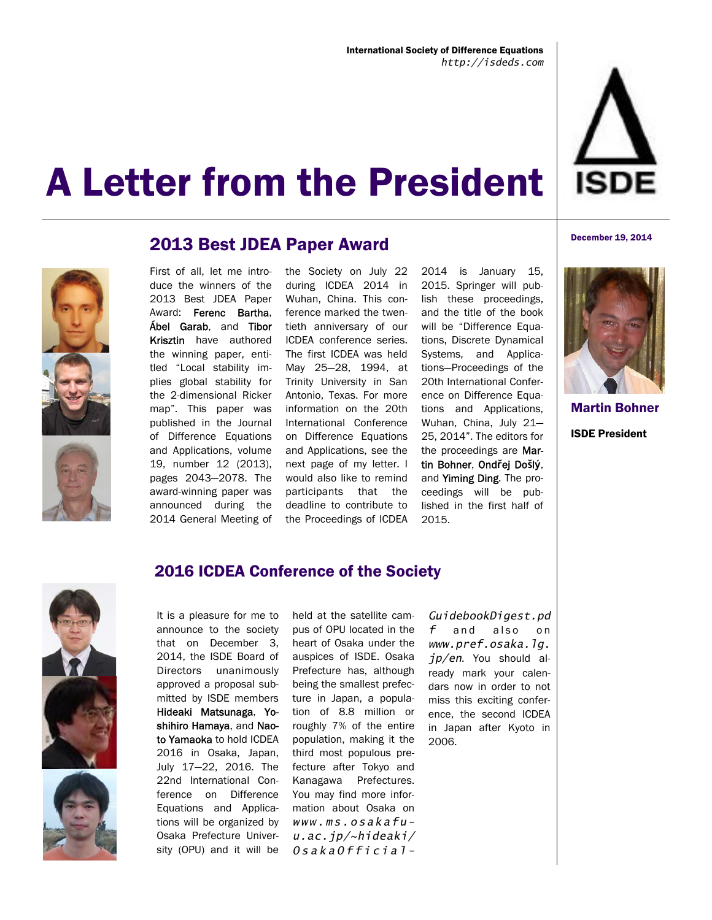International Society of Difference Equations
*http://isdeds.com*

# A Letter from the President

December 19, 2014

**Martin Bohner**

**ISDE President**

## 2013 Best JDEA Paper Award

First of all, let me introduce the winners of the 2013 Best JDEA Paper Award: Ferenc Bartha, Ábel Garab, and Tibor Krisztin have authored the winning paper, entitled "Local stability implies global stability for the 2-dimensional Ricker map". This paper was published in the Journal of Difference Equations and Applications, volume 19, number 12 (2013), pages 2043—2078. The award-winning paper was announced during the 2014 General Meeting of the Society on July 22 during ICDEA 2014 in Wuhan, China. This conference marked the twentieth anniversary of our ICDEA conference series. The first ICDEA was held May 25—28, 1994, at Trinity University in San Antonio, Texas. For more information on the 20th International Conference on Difference Equations and Applications, see the next page of my letter. I would also like to remind participants that the deadline to contribute to the Proceedings of ICDEA 2014 is January 15, 2015. Springer will publish these proceedings, and the title of the book will be "Difference Equations, Discrete Dynamical Systems, and Applications—Proceedings of the 20th International Conference on Difference Equations and Applications, Wuhan, China, July 21—25, 2014". The editors for the proceedings are Martin Bohner, Ondřej Došlý, and Yiming Ding. The proceedings will be published in the first half of 2015.

## 2016 ICDEA Conference of the Society

It is a pleasure for me to announce to the society that on December 3, 2014, the ISDE Board of Directors unanimously approved a proposal submitted by ISDE members Hideaki Matsunaga, Yoshihiro Hamaya, and Naoto Yamaoka to hold ICDEA 2016 in Osaka, Japan, July 17—22, 2016. The 22nd International Conference on Difference Equations and Applications will be organized by Osaka Prefecture University (OPU) and it will be held at the satellite campus of OPU located in the heart of Osaka under the auspices of ISDE. Osaka Prefecture has, although being the smallest prefecture in Japan, a population of 8.8 million or roughly 7% of the entire population, making it the third most populous prefecture after Tokyo and Kanagawa Prefectures. You may find more information about Osaka on *www.ms.osakafu-u.ac.jp/~hideaki/OsakaOfficial-GuidebookDigest.pdf* and also on *www.pref.osaka.lg.jp/en*. You should already mark your calendars now in order to not miss this exciting conference, the second ICDEA in Japan after Kyoto in 2006.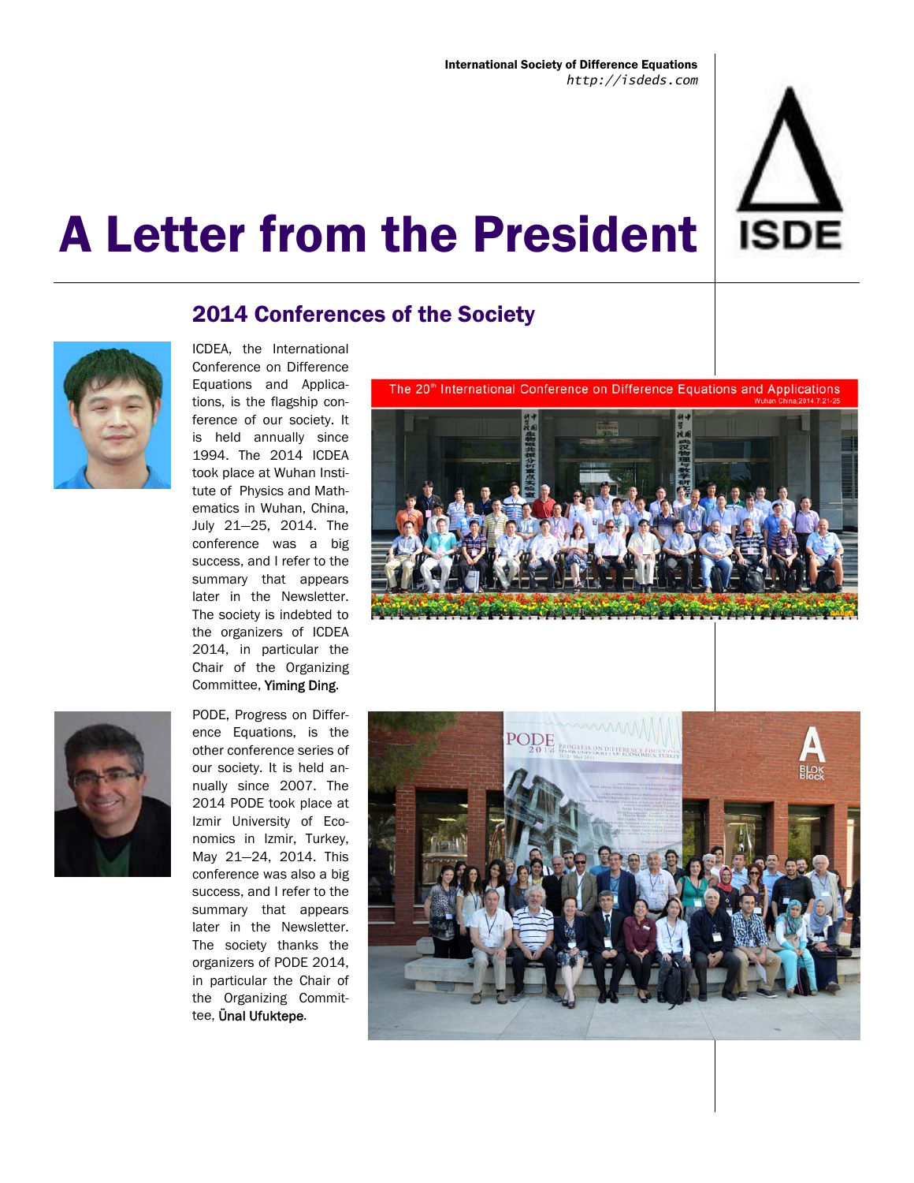# A Letter from the President

## 2014 Conferences of the Society

ICDEA, the International Conference on Difference Equations and Applications, is the flagship conference of our society. It is held annually since 1994. The 2014 ICDEA took place at Wuhan Institute of Physics and Mathematics in Wuhan, China, July 21—25, 2014. The conference was a big success, and I refer to the summary that appears later in the Newsletter. The society is indebted to the organizers of ICDEA 2014, in particular the Chair of the Organizing Committee, Yiming Ding.

PODE, Progress on Difference Equations, is the other conference series of our society. It is held annually since 2007. The 2014 PODE took place at Izmir University of Economics in Izmir, Turkey, May 21—24, 2014. This conference was also a big success, and I refer to the summary that appears later in the Newsletter. The society thanks the organizers of PODE 2014, in particular the Chair of the Organizing Committee, Ünal Ufuktepe.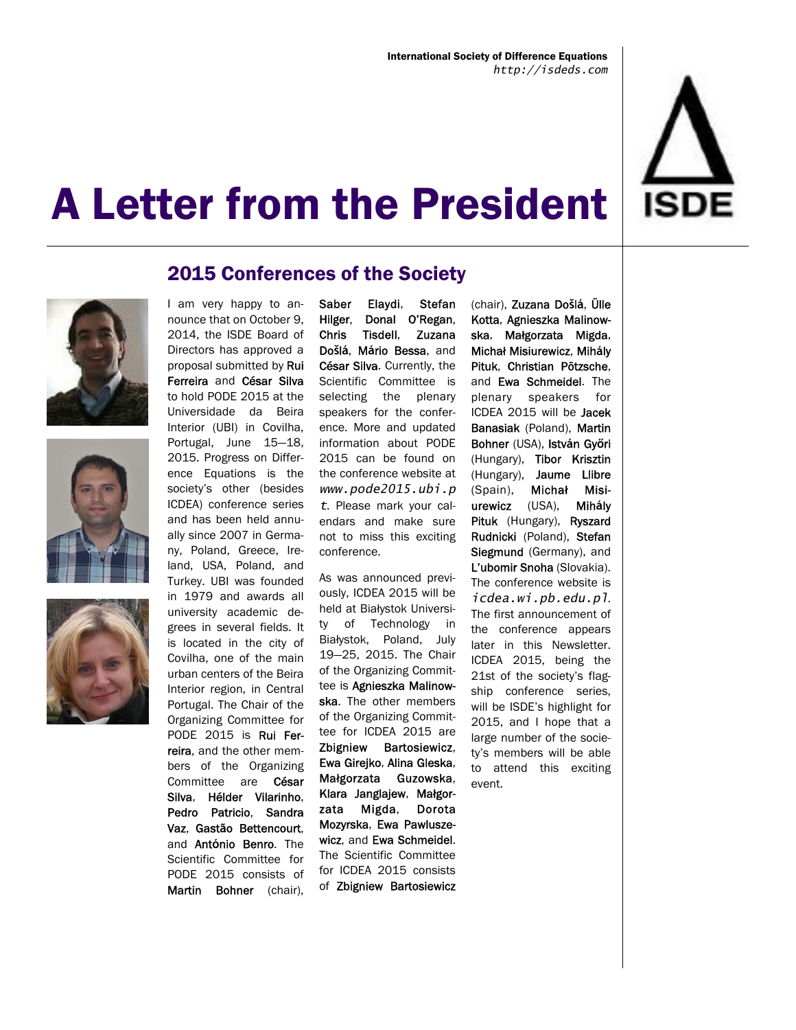# A Letter from the President

## 2015 Conferences of the Society

I am very happy to announce that on October 9, 2014, the ISDE Board of Directors has approved a proposal submitted by Rui Ferreira and César Silva to hold PODE 2015 at the Universidade da Beira Interior (UBI) in Covilha, Portugal, June 15–18, 2015. Progress on Difference Equations is the society's other (besides ICDEA) conference series and has been held annually since 2007 in Germany, Poland, Greece, Ireland, USA, Poland, and Turkey. UBI was founded in 1979 and awards all university academic degrees in several fields. It is located in the city of Covilha, one of the main urban centers of the Beira Interior region, in Central Portugal. The Chair of the Organizing Committee for PODE 2015 is Rui Ferreira, and the other members of the Organizing Committee are César Silva, Hélder Vilarinho, Pedro Patricio, Sandra Vaz, Gastão Bettencourt, and António Benro. The Scientific Committee for PODE 2015 consists of Martin Bohner (chair), Saber Elaydi, Stefan Hilger, Donal O'Regan, Chris Tisdell, Zuzana Došlá, Mário Bessa, and César Silva. Currently, the Scientific Committee is selecting the plenary speakers for the conference. More and updated information about PODE 2015 can be found on the conference website at *www.pode2015.ubi.pt*. Please mark your calendars and make sure not to miss this exciting conference.

As was announced previously, ICDEA 2015 will be held at Białystok University of Technology in Białystok, Poland, July 19–25, 2015. The Chair of the Organizing Committee is Agnieszka Malinowska. The other members of the Organizing Committee for ICDEA 2015 are Zbigniew Bartosiewicz, Ewa Girejko, Alina Gleska, Małgorzata Guzowska, Klara Janglajew, Małgorzata Migda, Dorota Mozyrska, Ewa Pawłuszewicz, and Ewa Schmeidel. The Scientific Committee for ICDEA 2015 consists of Zbigniew Bartosiewicz (chair), Zuzana Došlá, Ülle Kotta, Agnieszka Malinowska, Małgorzata Migda, Michał Misiurewicz, Mihály Pituk, Christian Pötzsche, and Ewa Schmeidel. The plenary speakers for ICDEA 2015 will be Jacek Banasiak (Poland), Martin Bohner (USA), István Győri (Hungary), Tibor Krisztin (Hungary), Jaume Llibre (Spain), Michał Misiurewicz (USA), Mihály Pituk (Hungary), Ryszard Rudnicki (Poland), Stefan Siegmund (Germany), and L'ubomir Snoha (Slovakia). The conference website is *icdea.wi.pb.edu.pl*. The first announcement of the conference appears later in this Newsletter. ICDEA 2015, being the 21st of the society's flagship conference series, will be ISDE's highlight for 2015, and I hope that a large number of the society's members will be able to attend this exciting event.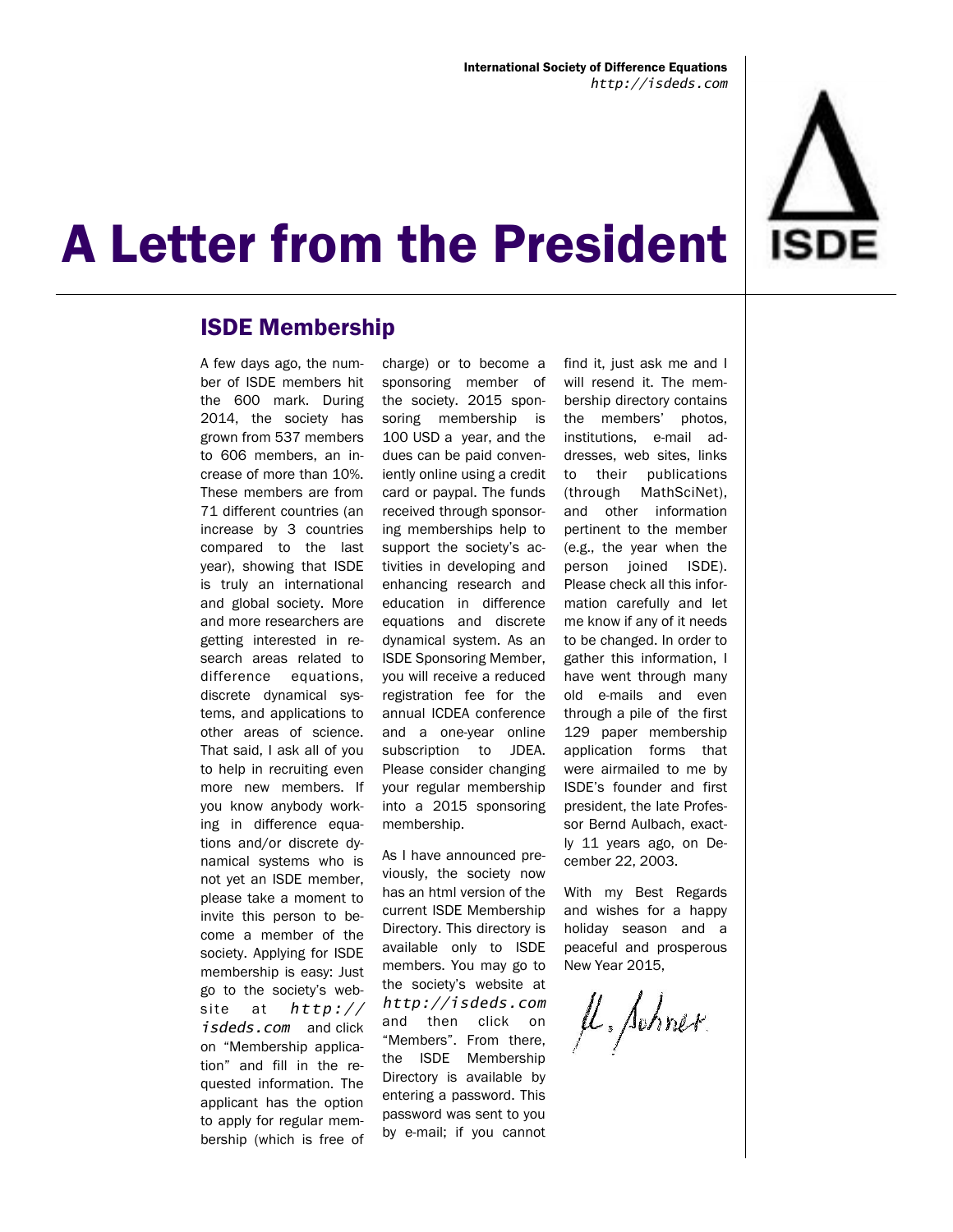International Society of Difference Equations
*http://isdeds.com*

# A Letter from the President

## ISDE Membership

A few days ago, the number of ISDE members hit the 600 mark. During 2014, the society has grown from 537 members to 606 members, an increase of more than 10%. These members are from 71 different countries (an increase by 3 countries compared to the last year), showing that ISDE is truly an international and global society. More and more researchers are getting interested in research areas related to difference equations, discrete dynamical systems, and applications to other areas of science. That said, I ask all of you to help in recruiting even more new members. If you know anybody working in difference equations and/or discrete dynamical systems who is not yet an ISDE member, please take a moment to invite this person to become a member of the society. Applying for ISDE membership is easy: Just go to the society's website at *http://isdeds.com* and click on "Membership application" and fill in the requested information. The applicant has the option to apply for regular membership (which is free of charge) or to become a sponsoring member of the society. 2015 sponsoring membership is 100 USD a year, and the dues can be paid conveniently online using a credit card or paypal. The funds received through sponsoring memberships help to support the society's activities in developing and enhancing research and education in difference equations and discrete dynamical system. As an ISDE Sponsoring Member, you will receive a reduced registration fee for the annual ICDEA conference and a one-year online subscription to JDEA. Please consider changing your regular membership into a 2015 sponsoring membership.

As I have announced previously, the society now has an html version of the current ISDE Membership Directory. This directory is available only to ISDE members. You may go to the society's website at *http://isdeds.com* and then click on "Members". From there, the ISDE Membership Directory is available by entering a password. This password was sent to you by e-mail; if you cannot find it, just ask me and I will resend it. The membership directory contains the members' photos, institutions, e-mail addresses, web sites, links to their publications (through MathSciNet), and other information pertinent to the member (e.g., the year when the person joined ISDE). Please check all this information carefully and let me know if any of it needs to be changed. In order to gather this information, I have went through many old e-mails and even through a pile of the first 129 paper membership application forms that were airmailed to me by ISDE's founder and first president, the late Professor Bernd Aulbach, exactly 11 years ago, on December 22, 2003.

With my Best Regards and wishes for a happy holiday season and a peaceful and prosperous New Year 2015,

M. Bohner